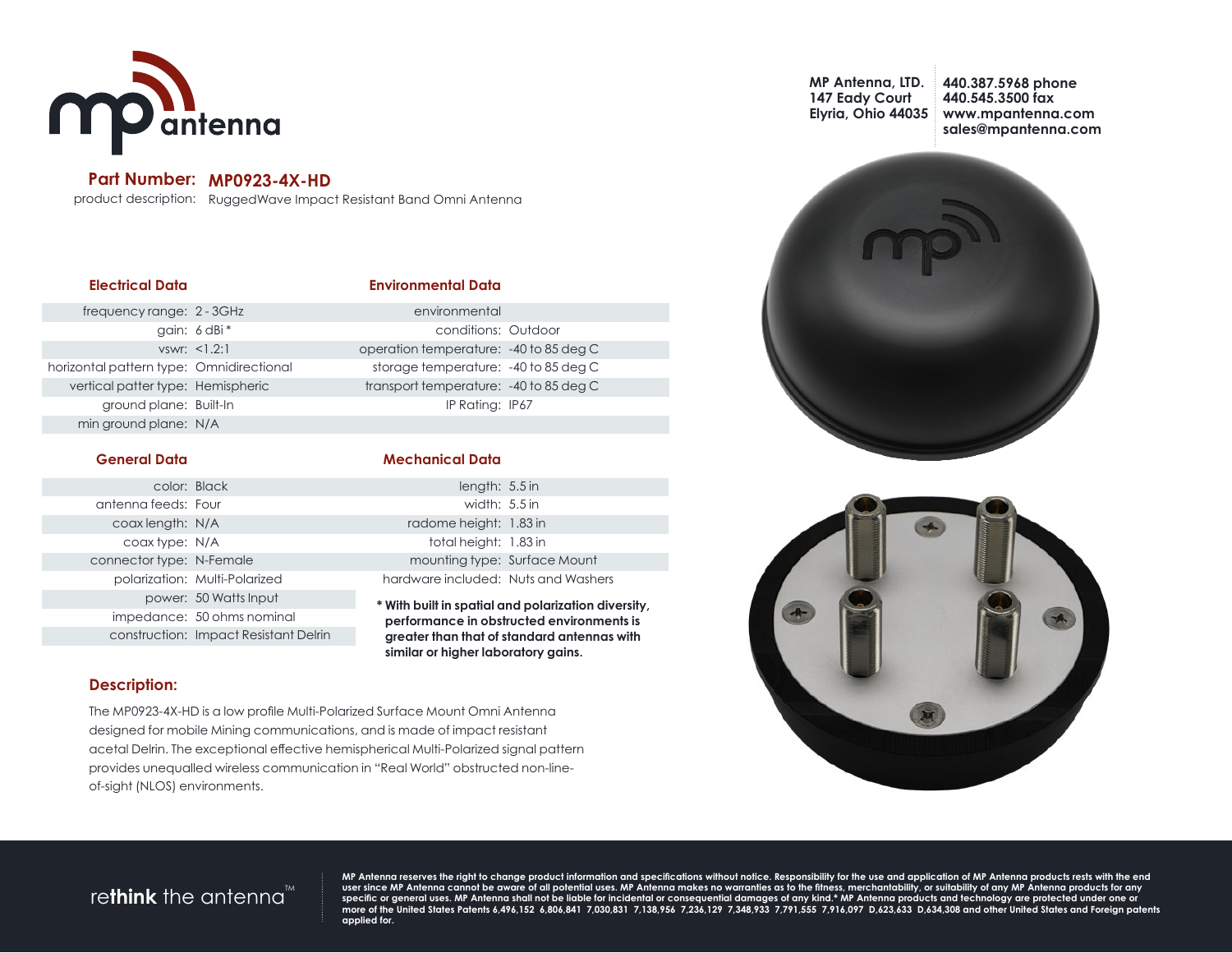MP Antenna, LTD.
147 Eady Court
Elyria, Ohio 44035

440.387.5968 phone
440.545.3500 fax
www.mpantenna.com
sales@mpantenna.com

**Part Number: MP0923-4X-HD**

product description: RuggedWave Impact Resistant Band Omni Antenna

## Electrical Data

| | |
|---|---|
| frequency range: | 2 - 3GHz |
| gain: | 6 dBi * |
| vswr: | <1.2:1 |
| horizontal pattern type: | Omnidirectional |
| vertical patter type: | Hemispheric |
| ground plane: | Built-In |
| min ground plane: | N/A |

## Environmental Data

| | |
|---|---|
| environmental conditions: | Outdoor |
| operation temperature: | -40 to 85 deg C |
| storage temperature: | -40 to 85 deg C |
| transport temperature: | -40 to 85 deg C |
| IP Rating: | IP67 |

## General Data

| | |
|---|---|
| color: | Black |
| antenna feeds: | Four |
| coax length: | N/A |
| coax type: | N/A |
| connector type: | N-Female |
| polarization: | Multi-Polarized |
| power: | 50 Watts Input |
| impedance: | 50 ohms nominal |
| construction: | Impact Resistant Delrin |

## Mechanical Data

| | |
|---|---|
| length: | 5.5 in |
| width: | 5.5 in |
| radome height: | 1.83 in |
| total height: | 1.83 in |
| mounting type: | Surface Mount |
| hardware included: | Nuts and Washers |

**\* With built in spatial and polarization diversity, performance in obstructed environments is greater than that of standard antennas with similar or higher laboratory gains.**

## Description:

The MP0923-4X-HD is a low profile Multi-Polarized Surface Mount Omni Antenna designed for mobile Mining communications, and is made of impact resistant acetal Delrin. The exceptional effective hemispherical Multi-Polarized signal pattern provides unequalled wireless communication in "Real World" obstructed non-line-of-sight (NLOS) environments.

re**think** the antenna™

MP Antenna reserves the right to change product information and specifications without notice. Responsibility for the use and application of MP Antenna products rests with the end user since MP Antenna cannot be aware of all potential uses. MP Antenna makes no warranties as to the fitness, merchantability, or suitability of any MP Antenna products for any specific or general uses. MP Antenna shall not be liable for incidental or consequential damages of any kind.* MP Antenna products and technology are protected under one or more of the United States Patents 6,496,152 6,806,841 7,030,831 7,138,956 7,236,129 7,348,933 7,791,555 7,916,097 D,623,633 D,634,308 and other United States and Foreign patents applied for.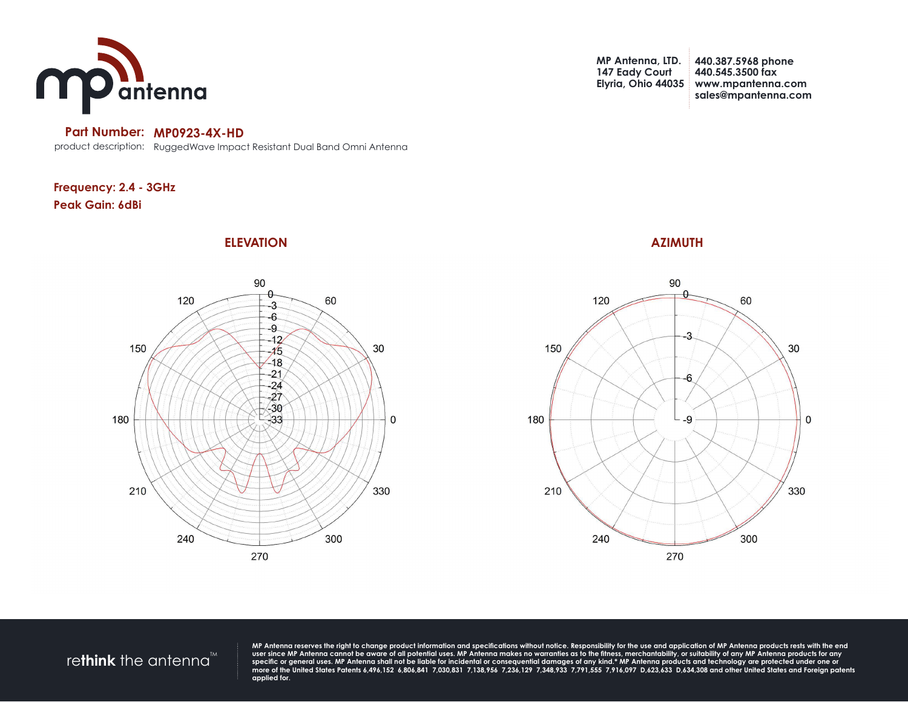MP Antenna, LTD.
147 Eady Court
Elyria, Ohio 44035

440.387.5968 phone
440.545.3500 fax
www.mpantenna.com
sales@mpantenna.com

**Part Number: MP0923-4X-HD**

product description: RuggedWave Impact Resistant Dual Band Omni Antenna

**Frequency: 2.4 - 3GHz**
**Peak Gain: 6dBi**

## ELEVATION

90
60
30
0
330
300
270
240
210
180
150
120

0
-3
-6
-9
-12
-15
-18
-21
-24
-27
-30
-33

## AZIMUTH

90
60
30
0
330
300
270
240
210
180
150
120

0
-3
-6
-9

rethink the antenna™

MP Antenna reserves the right to change product information and specifications without notice. Responsibility for the use and application of MP Antenna products rests with the end user since MP Antenna cannot be aware of all potential uses. MP Antenna makes no warranties as to the fitness, merchantability, or suitability of any MP Antenna products for any specific or general uses. MP Antenna shall not be liable for incidental or consequential damages of any kind.* MP Antenna products and technology are protected under one or more of the United States Patents 6,496,152 6,806,841 7,030,831 7,138,956 7,236,129 7,348,933 7,791,555 7,916,097 D,623,633 D,634,308 and other United States and Foreign patents applied for.